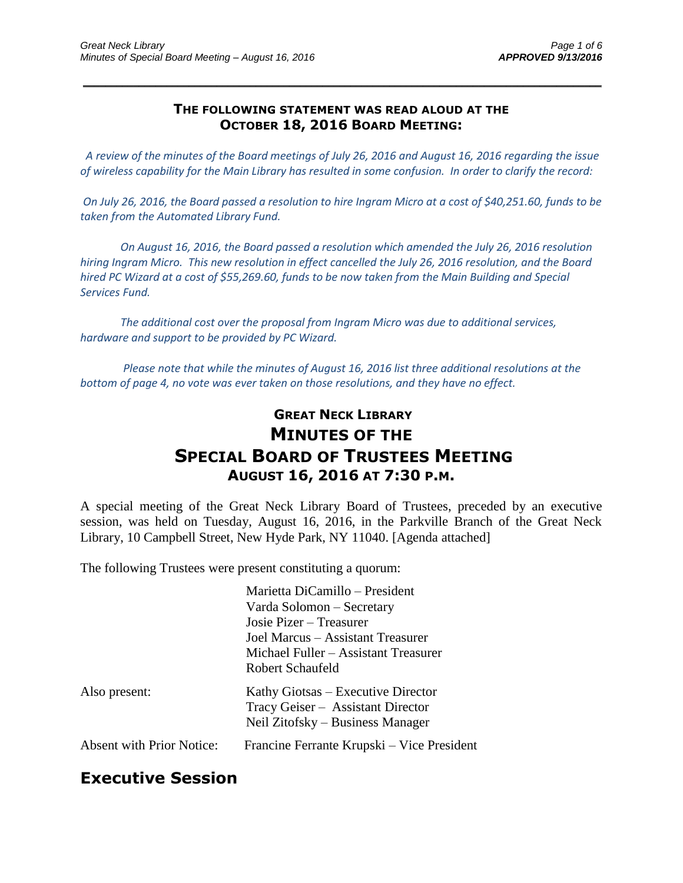**THE FOLLOWING STATEMENT WAS READ ALOUD AT THE OCTOBER 18, 2016 BOARD MEETING:**

*A review of the minutes of the Board meetings of July 26, 2016 and August 16, 2016 regarding the issue of wireless capability for the Main Library has resulted in some confusion. In order to clarify the record:*

*On July 26, 2016, the Board passed a resolution to hire Ingram Micro at a cost of $40,251.60, funds to be taken from the Automated Library Fund.*

*On August 16, 2016, the Board passed a resolution which amended the July 26, 2016 resolution hiring Ingram Micro. This new resolution in effect cancelled the July 26, 2016 resolution, and the Board hired PC Wizard at a cost of $55,269.60, funds to be now taken from the Main Building and Special Services Fund.*

*The additional cost over the proposal from Ingram Micro was due to additional services, hardware and support to be provided by PC Wizard.*

*Please note that while the minutes of August 16, 2016 list three additional resolutions at the bottom of page 4, no vote was ever taken on those resolutions, and they have no effect.*

# GREAT NECK LIBRARY
# MINUTES OF THE SPECIAL BOARD OF TRUSTEES MEETING
## AUGUST 16, 2016 AT 7:30 P.M.

A special meeting of the Great Neck Library Board of Trustees, preceded by an executive session, was held on Tuesday, August 16, 2016, in the Parkville Branch of the Great Neck Library, 10 Campbell Street, New Hyde Park, NY 11040. [Agenda attached]

The following Trustees were present constituting a quorum:

| | |
|---|---|
| | Marietta DiCamillo – President |
| | Varda Solomon – Secretary |
| | Josie Pizer – Treasurer |
| | Joel Marcus – Assistant Treasurer |
| | Michael Fuller – Assistant Treasurer |
| | Robert Schaufeld |
| Also present: | Kathy Giotsas – Executive Director |
| | Tracy Geiser – Assistant Director |
| | Neil Zitofsky – Business Manager |
| Absent with Prior Notice: | Francine Ferrante Krupski – Vice President |

## Executive Session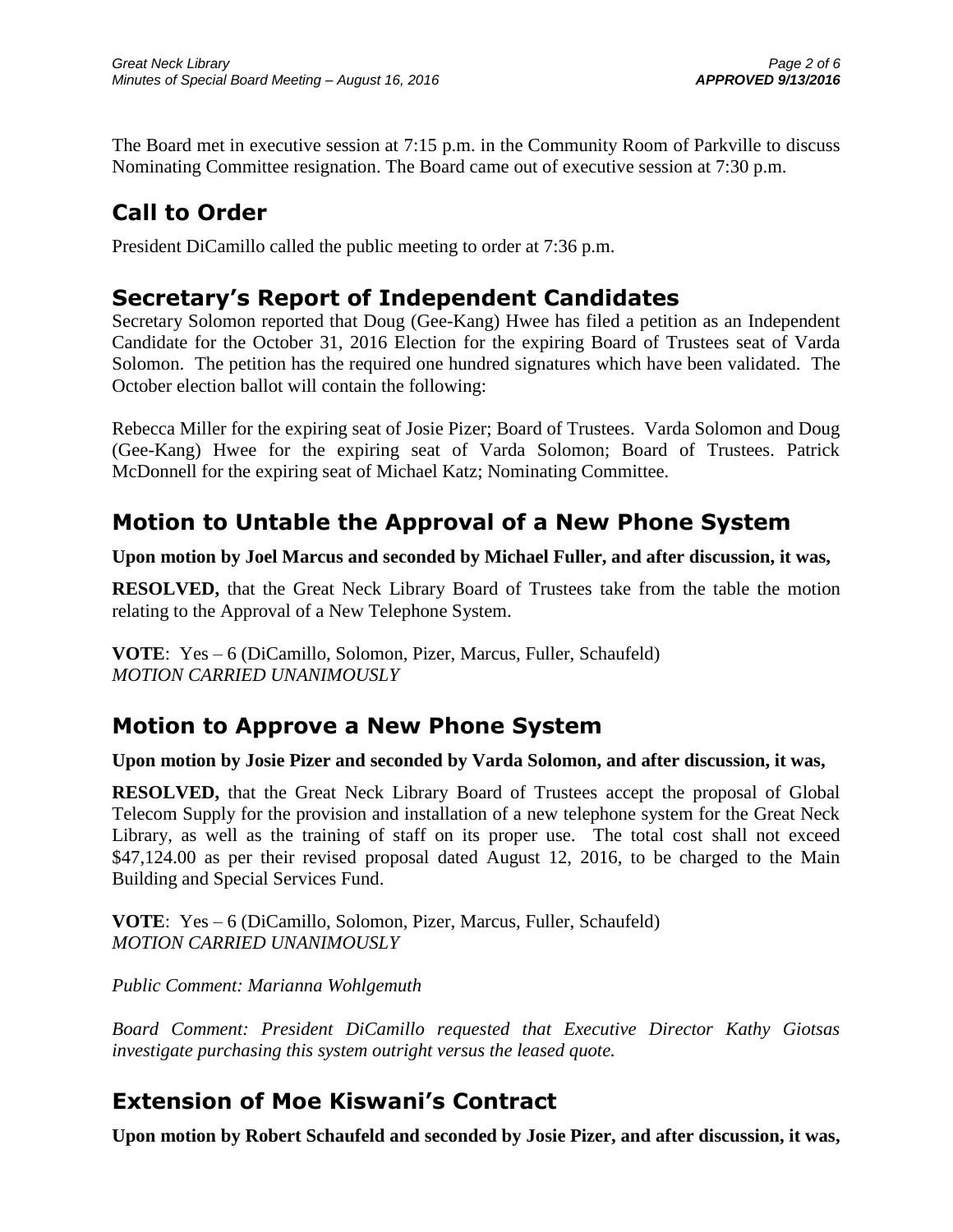The Board met in executive session at 7:15 p.m. in the Community Room of Parkville to discuss Nominating Committee resignation. The Board came out of executive session at 7:30 p.m.

## Call to Order

President DiCamillo called the public meeting to order at 7:36 p.m.

## Secretary's Report of Independent Candidates

Secretary Solomon reported that Doug (Gee-Kang) Hwee has filed a petition as an Independent Candidate for the October 31, 2016 Election for the expiring Board of Trustees seat of Varda Solomon. The petition has the required one hundred signatures which have been validated. The October election ballot will contain the following:

Rebecca Miller for the expiring seat of Josie Pizer; Board of Trustees. Varda Solomon and Doug (Gee-Kang) Hwee for the expiring seat of Varda Solomon; Board of Trustees. Patrick McDonnell for the expiring seat of Michael Katz; Nominating Committee.

## Motion to Untable the Approval of a New Phone System

**Upon motion by Joel Marcus and seconded by Michael Fuller, and after discussion, it was,**

**RESOLVED,** that the Great Neck Library Board of Trustees take from the table the motion relating to the Approval of a New Telephone System.

**VOTE**: Yes – 6 (DiCamillo, Solomon, Pizer, Marcus, Fuller, Schaufeld)
*MOTION CARRIED UNANIMOUSLY*

## Motion to Approve a New Phone System

**Upon motion by Josie Pizer and seconded by Varda Solomon, and after discussion, it was,**

**RESOLVED,** that the Great Neck Library Board of Trustees accept the proposal of Global Telecom Supply for the provision and installation of a new telephone system for the Great Neck Library, as well as the training of staff on its proper use. The total cost shall not exceed $47,124.00 as per their revised proposal dated August 12, 2016, to be charged to the Main Building and Special Services Fund.

**VOTE**: Yes – 6 (DiCamillo, Solomon, Pizer, Marcus, Fuller, Schaufeld)
*MOTION CARRIED UNANIMOUSLY*

*Public Comment: Marianna Wohlgemuth*

*Board Comment: President DiCamillo requested that Executive Director Kathy Giotsas investigate purchasing this system outright versus the leased quote.*

## Extension of Moe Kiswani's Contract

**Upon motion by Robert Schaufeld and seconded by Josie Pizer, and after discussion, it was,**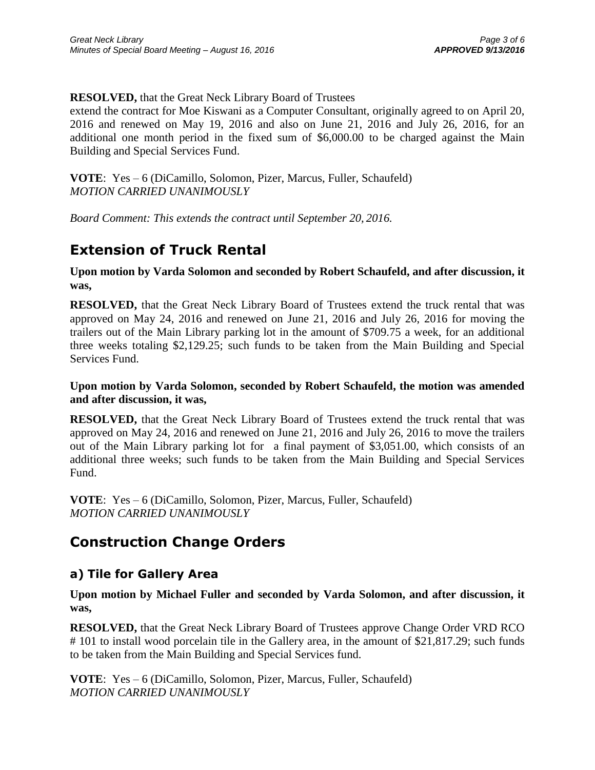**RESOLVED,** that the Great Neck Library Board of Trustees extend the contract for Moe Kiswani as a Computer Consultant, originally agreed to on April 20, 2016 and renewed on May 19, 2016 and also on June 21, 2016 and July 26, 2016, for an additional one month period in the fixed sum of $6,000.00 to be charged against the Main Building and Special Services Fund.

**VOTE**: Yes – 6 (DiCamillo, Solomon, Pizer, Marcus, Fuller, Schaufeld)
*MOTION CARRIED UNANIMOUSLY*

*Board Comment: This extends the contract until September 20, 2016.*

## Extension of Truck Rental

**Upon motion by Varda Solomon and seconded by Robert Schaufeld, and after discussion, it was,**

**RESOLVED,** that the Great Neck Library Board of Trustees extend the truck rental that was approved on May 24, 2016 and renewed on June 21, 2016 and July 26, 2016 for moving the trailers out of the Main Library parking lot in the amount of $709.75 a week, for an additional three weeks totaling $2,129.25; such funds to be taken from the Main Building and Special Services Fund.

**Upon motion by Varda Solomon, seconded by Robert Schaufeld, the motion was amended and after discussion, it was,**

**RESOLVED,** that the Great Neck Library Board of Trustees extend the truck rental that was approved on May 24, 2016 and renewed on June 21, 2016 and July 26, 2016 to move the trailers out of the Main Library parking lot for a final payment of $3,051.00, which consists of an additional three weeks; such funds to be taken from the Main Building and Special Services Fund.

**VOTE**: Yes – 6 (DiCamillo, Solomon, Pizer, Marcus, Fuller, Schaufeld)
*MOTION CARRIED UNANIMOUSLY*

## Construction Change Orders

### a) Tile for Gallery Area

**Upon motion by Michael Fuller and seconded by Varda Solomon, and after discussion, it was,**

**RESOLVED,** that the Great Neck Library Board of Trustees approve Change Order VRD RCO # 101 to install wood porcelain tile in the Gallery area, in the amount of $21,817.29; such funds to be taken from the Main Building and Special Services fund.

**VOTE**: Yes – 6 (DiCamillo, Solomon, Pizer, Marcus, Fuller, Schaufeld)
*MOTION CARRIED UNANIMOUSLY*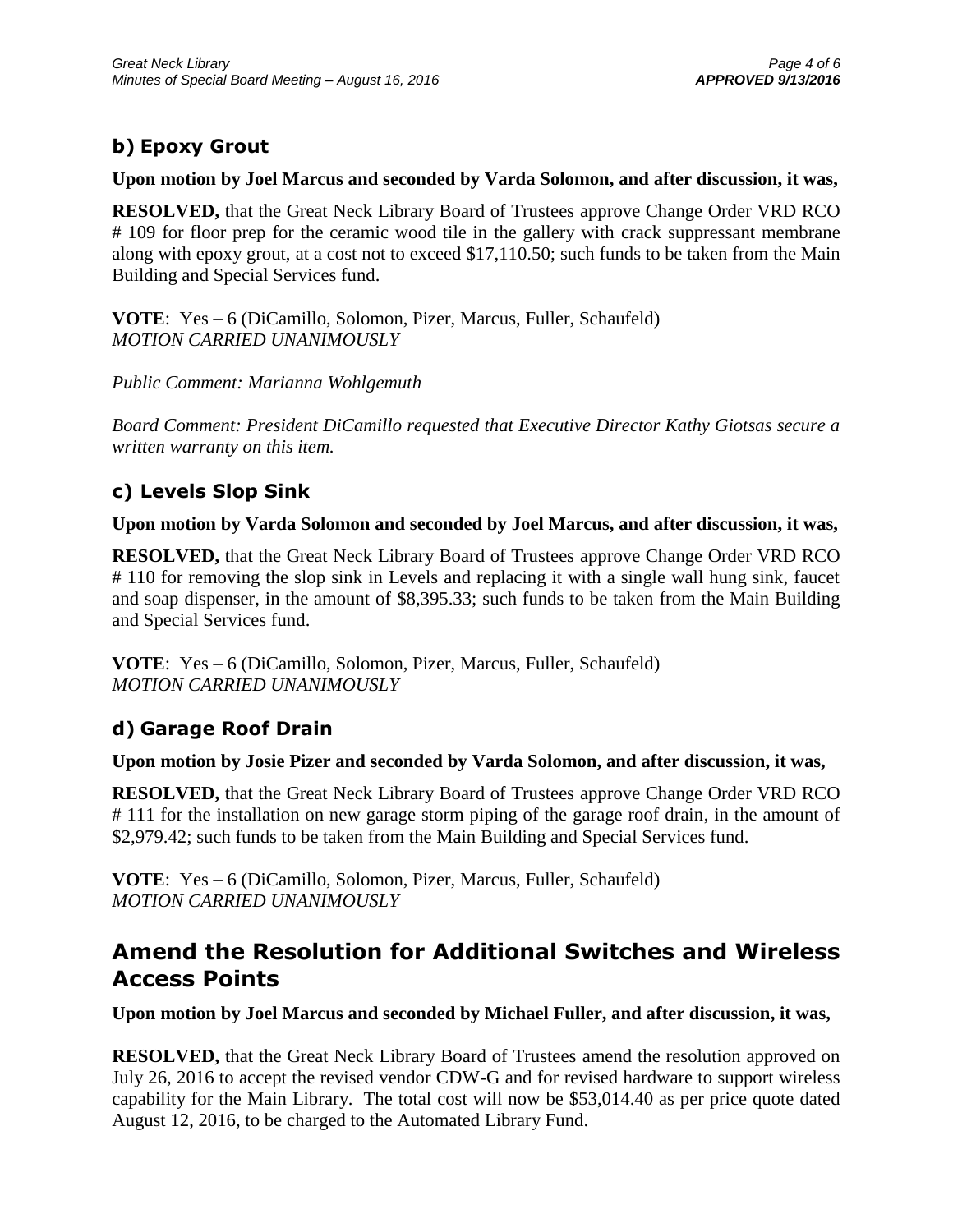### b) Epoxy Grout

**Upon motion by Joel Marcus and seconded by Varda Solomon, and after discussion, it was,**

**RESOLVED,** that the Great Neck Library Board of Trustees approve Change Order VRD RCO # 109 for floor prep for the ceramic wood tile in the gallery with crack suppressant membrane along with epoxy grout, at a cost not to exceed $17,110.50; such funds to be taken from the Main Building and Special Services fund.

**VOTE**: Yes – 6 (DiCamillo, Solomon, Pizer, Marcus, Fuller, Schaufeld)
*MOTION CARRIED UNANIMOUSLY*

*Public Comment: Marianna Wohlgemuth*

*Board Comment: President DiCamillo requested that Executive Director Kathy Giotsas secure a written warranty on this item.*

### c) Levels Slop Sink

**Upon motion by Varda Solomon and seconded by Joel Marcus, and after discussion, it was,**

**RESOLVED,** that the Great Neck Library Board of Trustees approve Change Order VRD RCO # 110 for removing the slop sink in Levels and replacing it with a single wall hung sink, faucet and soap dispenser, in the amount of $8,395.33; such funds to be taken from the Main Building and Special Services fund.

**VOTE**: Yes – 6 (DiCamillo, Solomon, Pizer, Marcus, Fuller, Schaufeld)
*MOTION CARRIED UNANIMOUSLY*

### d) Garage Roof Drain

**Upon motion by Josie Pizer and seconded by Varda Solomon, and after discussion, it was,**

**RESOLVED,** that the Great Neck Library Board of Trustees approve Change Order VRD RCO # 111 for the installation on new garage storm piping of the garage roof drain, in the amount of $2,979.42; such funds to be taken from the Main Building and Special Services fund.

**VOTE**: Yes – 6 (DiCamillo, Solomon, Pizer, Marcus, Fuller, Schaufeld)
*MOTION CARRIED UNANIMOUSLY*

## Amend the Resolution for Additional Switches and Wireless Access Points

**Upon motion by Joel Marcus and seconded by Michael Fuller, and after discussion, it was,**

**RESOLVED,** that the Great Neck Library Board of Trustees amend the resolution approved on July 26, 2016 to accept the revised vendor CDW-G and for revised hardware to support wireless capability for the Main Library. The total cost will now be $53,014.40 as per price quote dated August 12, 2016, to be charged to the Automated Library Fund.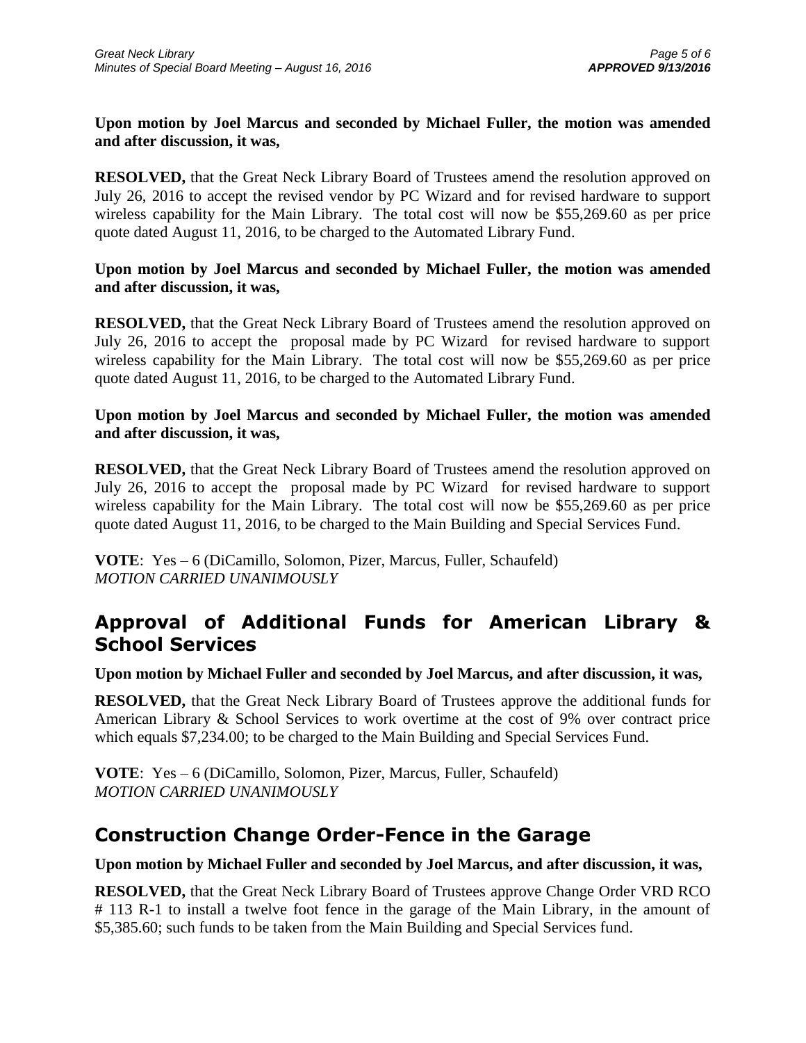**Upon motion by Joel Marcus and seconded by Michael Fuller, the motion was amended and after discussion, it was,**

**RESOLVED,** that the Great Neck Library Board of Trustees amend the resolution approved on July 26, 2016 to accept the revised vendor by PC Wizard and for revised hardware to support wireless capability for the Main Library. The total cost will now be $55,269.60 as per price quote dated August 11, 2016, to be charged to the Automated Library Fund.

**Upon motion by Joel Marcus and seconded by Michael Fuller, the motion was amended and after discussion, it was,**

**RESOLVED,** that the Great Neck Library Board of Trustees amend the resolution approved on July 26, 2016 to accept the proposal made by PC Wizard for revised hardware to support wireless capability for the Main Library. The total cost will now be $55,269.60 as per price quote dated August 11, 2016, to be charged to the Automated Library Fund.

**Upon motion by Joel Marcus and seconded by Michael Fuller, the motion was amended and after discussion, it was,**

**RESOLVED,** that the Great Neck Library Board of Trustees amend the resolution approved on July 26, 2016 to accept the proposal made by PC Wizard for revised hardware to support wireless capability for the Main Library. The total cost will now be $55,269.60 as per price quote dated August 11, 2016, to be charged to the Main Building and Special Services Fund.

**VOTE**: Yes – 6 (DiCamillo, Solomon, Pizer, Marcus, Fuller, Schaufeld)
*MOTION CARRIED UNANIMOUSLY*

## Approval of Additional Funds for American Library & School Services

**Upon motion by Michael Fuller and seconded by Joel Marcus, and after discussion, it was,**

**RESOLVED,** that the Great Neck Library Board of Trustees approve the additional funds for American Library & School Services to work overtime at the cost of 9% over contract price which equals $7,234.00; to be charged to the Main Building and Special Services Fund.

**VOTE**: Yes – 6 (DiCamillo, Solomon, Pizer, Marcus, Fuller, Schaufeld)
*MOTION CARRIED UNANIMOUSLY*

## Construction Change Order-Fence in the Garage

**Upon motion by Michael Fuller and seconded by Joel Marcus, and after discussion, it was,**

**RESOLVED,** that the Great Neck Library Board of Trustees approve Change Order VRD RCO # 113 R-1 to install a twelve foot fence in the garage of the Main Library, in the amount of $5,385.60; such funds to be taken from the Main Building and Special Services fund.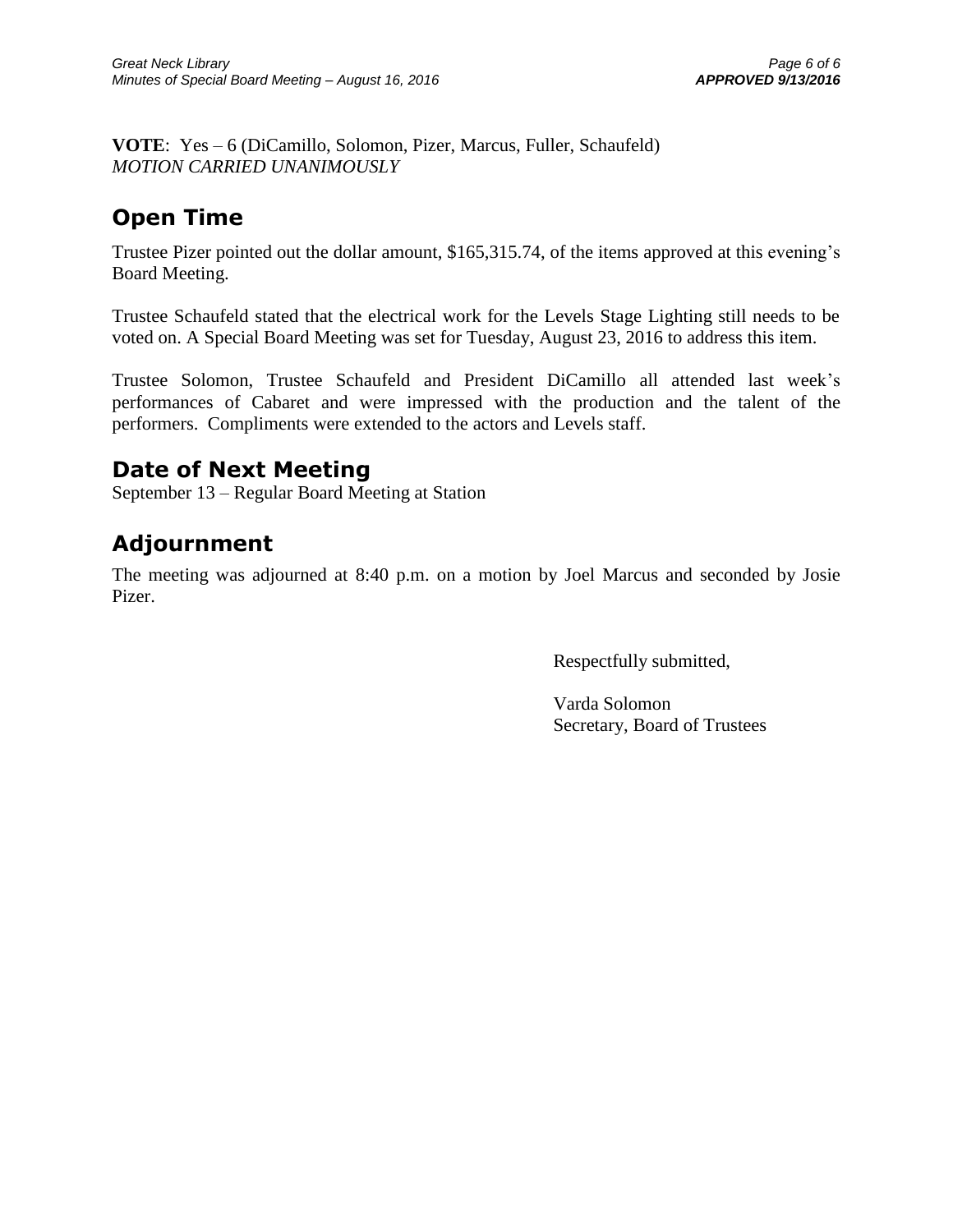**VOTE**: Yes – 6 (DiCamillo, Solomon, Pizer, Marcus, Fuller, Schaufeld)
*MOTION CARRIED UNANIMOUSLY*

## Open Time

Trustee Pizer pointed out the dollar amount, $165,315.74, of the items approved at this evening's Board Meeting.

Trustee Schaufeld stated that the electrical work for the Levels Stage Lighting still needs to be voted on. A Special Board Meeting was set for Tuesday, August 23, 2016 to address this item.

Trustee Solomon, Trustee Schaufeld and President DiCamillo all attended last week's performances of Cabaret and were impressed with the production and the talent of the performers. Compliments were extended to the actors and Levels staff.

## Date of Next Meeting

September 13 – Regular Board Meeting at Station

## Adjournment

The meeting was adjourned at 8:40 p.m. on a motion by Joel Marcus and seconded by Josie Pizer.

Respectfully submitted,

Varda Solomon
Secretary, Board of Trustees